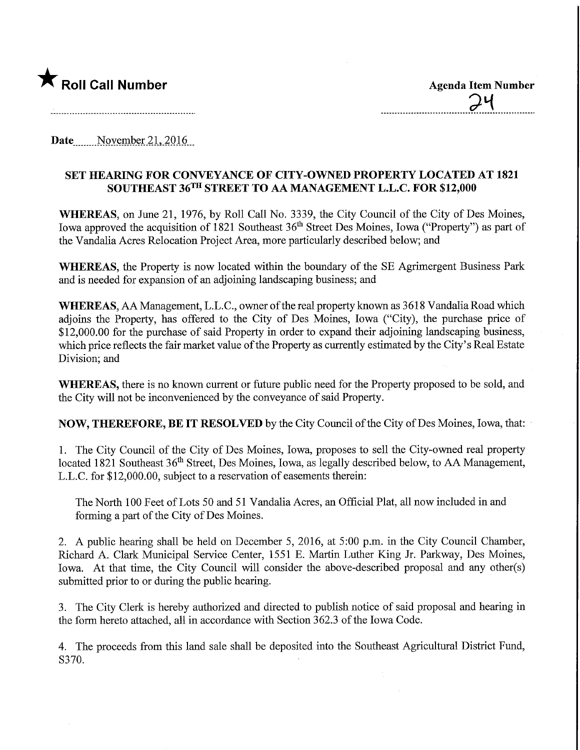★ **Roll Call Number**

**Agenda Item Number**
24

**Date** November 21, 2016

**SET HEARING FOR CONVEYANCE OF CITY-OWNED PROPERTY LOCATED AT 1821 SOUTHEAST 36TH STREET TO AA MANAGEMENT L.L.C. FOR $12,000**

**WHEREAS**, on June 21, 1976, by Roll Call No. 3339, the City Council of the City of Des Moines, Iowa approved the acquisition of 1821 Southeast 36th Street Des Moines, Iowa ("Property") as part of the Vandalia Acres Relocation Project Area, more particularly described below; and

**WHEREAS**, the Property is now located within the boundary of the SE Agrimergent Business Park and is needed for expansion of an adjoining landscaping business; and

**WHEREAS**, AA Management, L.L.C., owner of the real property known as 3618 Vandalia Road which adjoins the Property, has offered to the City of Des Moines, Iowa ("City), the purchase price of $12,000.00 for the purchase of said Property in order to expand their adjoining landscaping business, which price reflects the fair market value of the Property as currently estimated by the City's Real Estate Division; and

**WHEREAS**, there is no known current or future public need for the Property proposed to be sold, and the City will not be inconvenienced by the conveyance of said Property.

**NOW, THEREFORE, BE IT RESOLVED** by the City Council of the City of Des Moines, Iowa, that:

1. The City Council of the City of Des Moines, Iowa, proposes to sell the City-owned real property located 1821 Southeast 36th Street, Des Moines, Iowa, as legally described below, to AA Management, L.L.C. for $12,000.00, subject to a reservation of easements therein:

   The North 100 Feet of Lots 50 and 51 Vandalia Acres, an Official Plat, all now included in and forming a part of the City of Des Moines.

2. A public hearing shall be held on December 5, 2016, at 5:00 p.m. in the City Council Chamber, Richard A. Clark Municipal Service Center, 1551 E. Martin Luther King Jr. Parkway, Des Moines, Iowa. At that time, the City Council will consider the above-described proposal and any other(s) submitted prior to or during the public hearing.

3. The City Clerk is hereby authorized and directed to publish notice of said proposal and hearing in the form hereto attached, all in accordance with Section 362.3 of the Iowa Code.

4. The proceeds from this land sale shall be deposited into the Southeast Agricultural District Fund, S370.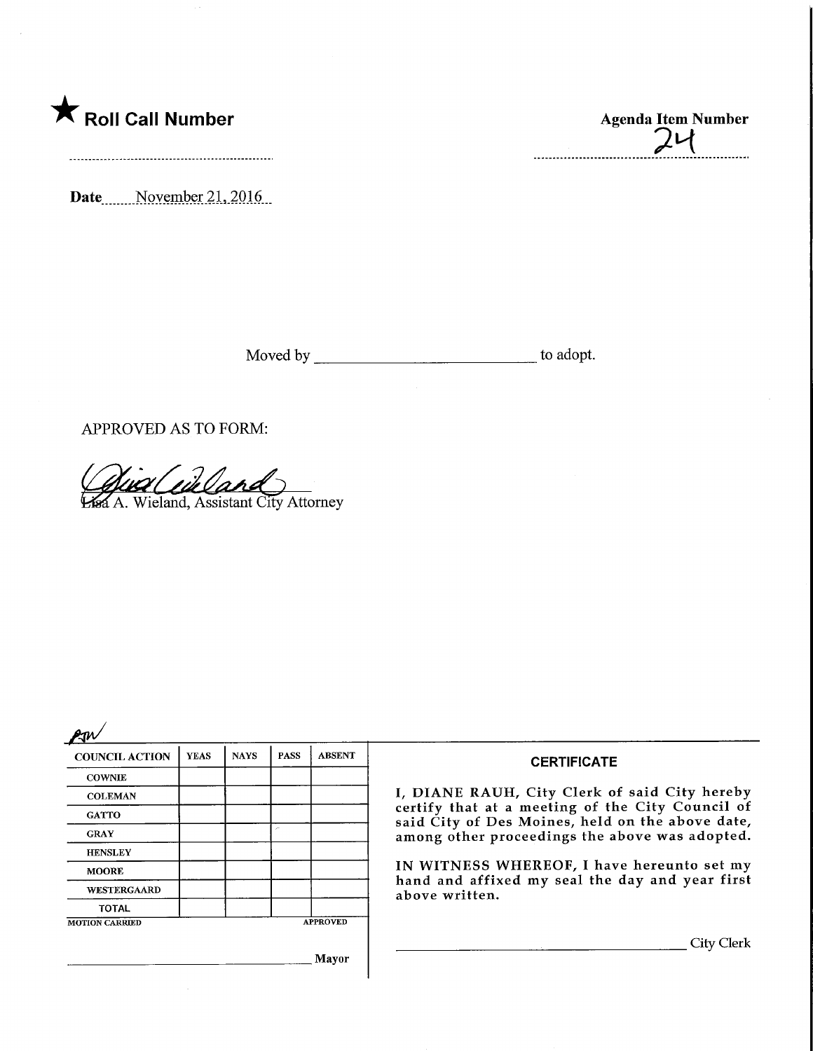★ **Roll Call Number**

**Agenda Item Number**
24

**Date** November 21, 2016

Moved by ______________________________ to adopt.

APPROVED AS TO FORM:

Lisa A. Wieland, Assistant City Attorney

| COUNCIL ACTION | YEAS | NAYS | PASS | ABSENT |
|---|---|---|---|---|
| COWNIE | | | | |
| COLEMAN | | | | |
| GATTO | | | | |
| GRAY | | | | |
| HENSLEY | | | | |
| MOORE | | | | |
| WESTERGAARD | | | | |
| TOTAL | | | | |

MOTION CARRIED APPROVED

______________________________ Mayor

**CERTIFICATE**

I, DIANE RAUH, City Clerk of said City hereby certify that at a meeting of the City Council of said City of Des Moines, held on the above date, among other proceedings the above was adopted.

IN WITNESS WHEREOF, I have hereunto set my hand and affixed my seal the day and year first above written.

______________________________ City Clerk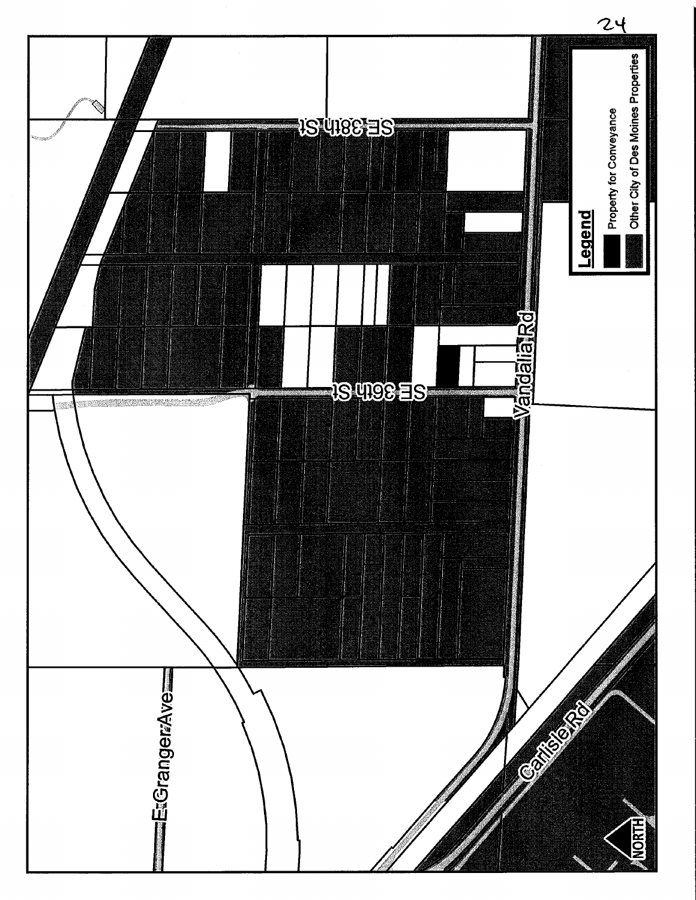E Granger Ave

SE 36th St

SE 38th St

Vandalia Rd

Carlisle Rd

NORTH

**Legend**

Property for Conveyance

Other City of Des Moines Properties